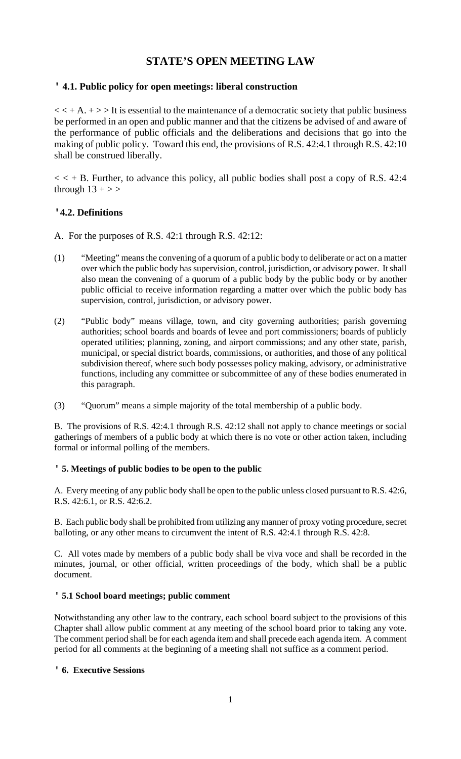# STATE'S OPEN MEETING LAW

### ' 4.1. Public policy for open meetings: liberal construction

< < + A. + > > It is essential to the maintenance of a democratic society that public business be performed in an open and public manner and that the citizens be advised of and aware of the performance of public officials and the deliberations and decisions that go into the making of public policy. Toward this end, the provisions of R.S. 42:4.1 through R.S. 42:10 shall be construed liberally.

< < + B. Further, to advance this policy, all public bodies shall post a copy of R.S. 42:4 through 13 + > >

### '4.2. Definitions

A. For the purposes of R.S. 42:1 through R.S. 42:12:

(1) "Meeting" means the convening of a quorum of a public body to deliberate or act on a matter over which the public body has supervision, control, jurisdiction, or advisory power. It shall also mean the convening of a quorum of a public body by the public body or by another public official to receive information regarding a matter over which the public body has supervision, control, jurisdiction, or advisory power.

(2) "Public body" means village, town, and city governing authorities; parish governing authorities; school boards and boards of levee and port commissioners; boards of publicly operated utilities; planning, zoning, and airport commissions; and any other state, parish, municipal, or special district boards, commissions, or authorities, and those of any political subdivision thereof, where such body possesses policy making, advisory, or administrative functions, including any committee or subcommittee of any of these bodies enumerated in this paragraph.

(3) "Quorum" means a simple majority of the total membership of a public body.

B. The provisions of R.S. 42:4.1 through R.S. 42:12 shall not apply to chance meetings or social gatherings of members of a public body at which there is no vote or other action taken, including formal or informal polling of the members.

### ' 5. Meetings of public bodies to be open to the public

A. Every meeting of any public body shall be open to the public unless closed pursuant to R.S. 42:6, R.S. 42:6.1, or R.S. 42:6.2.

B. Each public body shall be prohibited from utilizing any manner of proxy voting procedure, secret balloting, or any other means to circumvent the intent of R.S. 42:4.1 through R.S. 42:8.

C. All votes made by members of a public body shall be viva voce and shall be recorded in the minutes, journal, or other official, written proceedings of the body, which shall be a public document.

### ' 5.1 School board meetings; public comment

Notwithstanding any other law to the contrary, each school board subject to the provisions of this Chapter shall allow public comment at any meeting of the school board prior to taking any vote. The comment period shall be for each agenda item and shall precede each agenda item. A comment period for all comments at the beginning of a meeting shall not suffice as a comment period.

### ' 6. Executive Sessions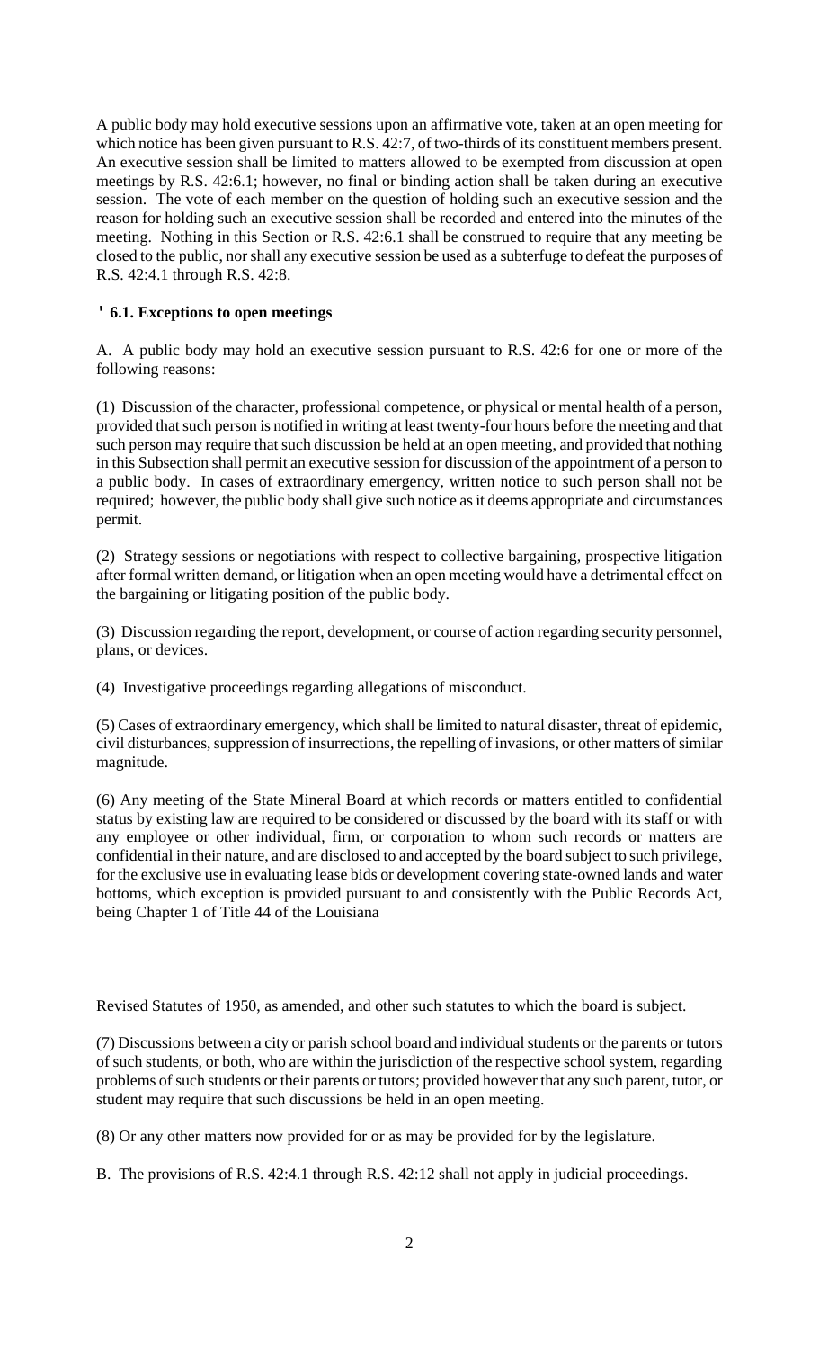A public body may hold executive sessions upon an affirmative vote, taken at an open meeting for which notice has been given pursuant to R.S. 42:7, of two-thirds of its constituent members present. An executive session shall be limited to matters allowed to be exempted from discussion at open meetings by R.S. 42:6.1; however, no final or binding action shall be taken during an executive session. The vote of each member on the question of holding such an executive session and the reason for holding such an executive session shall be recorded and entered into the minutes of the meeting. Nothing in this Section or R.S. 42:6.1 shall be construed to require that any meeting be closed to the public, nor shall any executive session be used as a subterfuge to defeat the purposes of R.S. 42:4.1 through R.S. 42:8.

**' 6.1. Exceptions to open meetings**

A. A public body may hold an executive session pursuant to R.S. 42:6 for one or more of the following reasons:

(1) Discussion of the character, professional competence, or physical or mental health of a person, provided that such person is notified in writing at least twenty-four hours before the meeting and that such person may require that such discussion be held at an open meeting, and provided that nothing in this Subsection shall permit an executive session for discussion of the appointment of a person to a public body. In cases of extraordinary emergency, written notice to such person shall not be required; however, the public body shall give such notice as it deems appropriate and circumstances permit.

(2) Strategy sessions or negotiations with respect to collective bargaining, prospective litigation after formal written demand, or litigation when an open meeting would have a detrimental effect on the bargaining or litigating position of the public body.

(3) Discussion regarding the report, development, or course of action regarding security personnel, plans, or devices.

(4) Investigative proceedings regarding allegations of misconduct.

(5) Cases of extraordinary emergency, which shall be limited to natural disaster, threat of epidemic, civil disturbances, suppression of insurrections, the repelling of invasions, or other matters of similar magnitude.

(6) Any meeting of the State Mineral Board at which records or matters entitled to confidential status by existing law are required to be considered or discussed by the board with its staff or with any employee or other individual, firm, or corporation to whom such records or matters are confidential in their nature, and are disclosed to and accepted by the board subject to such privilege, for the exclusive use in evaluating lease bids or development covering state-owned lands and water bottoms, which exception is provided pursuant to and consistently with the Public Records Act, being Chapter 1 of Title 44 of the Louisiana Revised Statutes of 1950, as amended, and other such statutes to which the board is subject.

(7) Discussions between a city or parish school board and individual students or the parents or tutors of such students, or both, who are within the jurisdiction of the respective school system, regarding problems of such students or their parents or tutors; provided however that any such parent, tutor, or student may require that such discussions be held in an open meeting.

(8) Or any other matters now provided for or as may be provided for by the legislature.

B. The provisions of R.S. 42:4.1 through R.S. 42:12 shall not apply in judicial proceedings.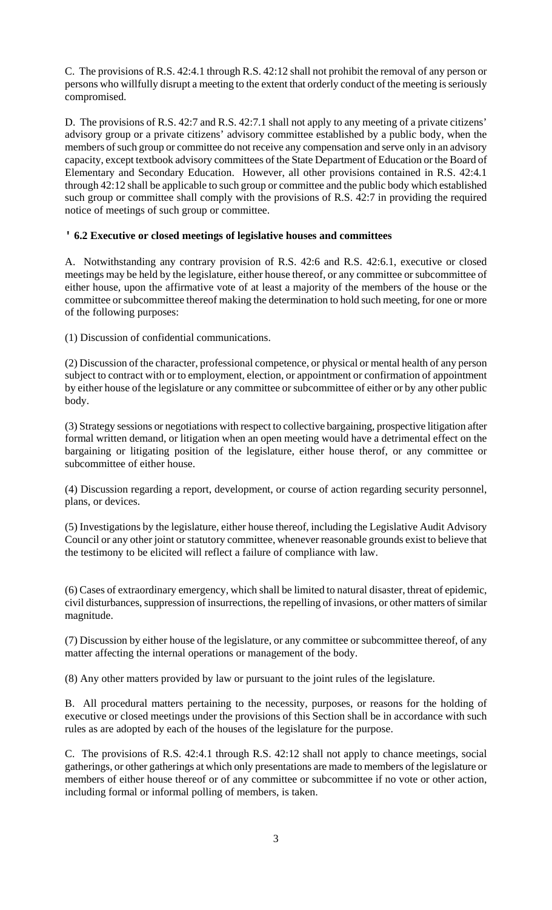C. The provisions of R.S. 42:4.1 through R.S. 42:12 shall not prohibit the removal of any person or persons who willfully disrupt a meeting to the extent that orderly conduct of the meeting is seriously compromised.

D. The provisions of R.S. 42:7 and R.S. 42:7.1 shall not apply to any meeting of a private citizens' advisory group or a private citizens' advisory committee established by a public body, when the members of such group or committee do not receive any compensation and serve only in an advisory capacity, except textbook advisory committees of the State Department of Education or the Board of Elementary and Secondary Education. However, all other provisions contained in R.S. 42:4.1 through 42:12 shall be applicable to such group or committee and the public body which established such group or committee shall comply with the provisions of R.S. 42:7 in providing the required notice of meetings of such group or committee.

### ' 6.2 Executive or closed meetings of legislative houses and committees

A. Notwithstanding any contrary provision of R.S. 42:6 and R.S. 42:6.1, executive or closed meetings may be held by the legislature, either house thereof, or any committee or subcommittee of either house, upon the affirmative vote of at least a majority of the members of the house or the committee or subcommittee thereof making the determination to hold such meeting, for one or more of the following purposes:

(1) Discussion of confidential communications.

(2) Discussion of the character, professional competence, or physical or mental health of any person subject to contract with or to employment, election, or appointment or confirmation of appointment by either house of the legislature or any committee or subcommittee of either or by any other public body.

(3) Strategy sessions or negotiations with respect to collective bargaining, prospective litigation after formal written demand, or litigation when an open meeting would have a detrimental effect on the bargaining or litigating position of the legislature, either house therof, or any committee or subcommittee of either house.

(4) Discussion regarding a report, development, or course of action regarding security personnel, plans, or devices.

(5) Investigations by the legislature, either house thereof, including the Legislative Audit Advisory Council or any other joint or statutory committee, whenever reasonable grounds exist to believe that the testimony to be elicited will reflect a failure of compliance with law.

(6) Cases of extraordinary emergency, which shall be limited to natural disaster, threat of epidemic, civil disturbances, suppression of insurrections, the repelling of invasions, or other matters of similar magnitude.

(7) Discussion by either house of the legislature, or any committee or subcommittee thereof, of any matter affecting the internal operations or management of the body.

(8) Any other matters provided by law or pursuant to the joint rules of the legislature.

B. All procedural matters pertaining to the necessity, purposes, or reasons for the holding of executive or closed meetings under the provisions of this Section shall be in accordance with such rules as are adopted by each of the houses of the legislature for the purpose.

C. The provisions of R.S. 42:4.1 through R.S. 42:12 shall not apply to chance meetings, social gatherings, or other gatherings at which only presentations are made to members of the legislature or members of either house thereof or of any committee or subcommittee if no vote or other action, including formal or informal polling of members, is taken.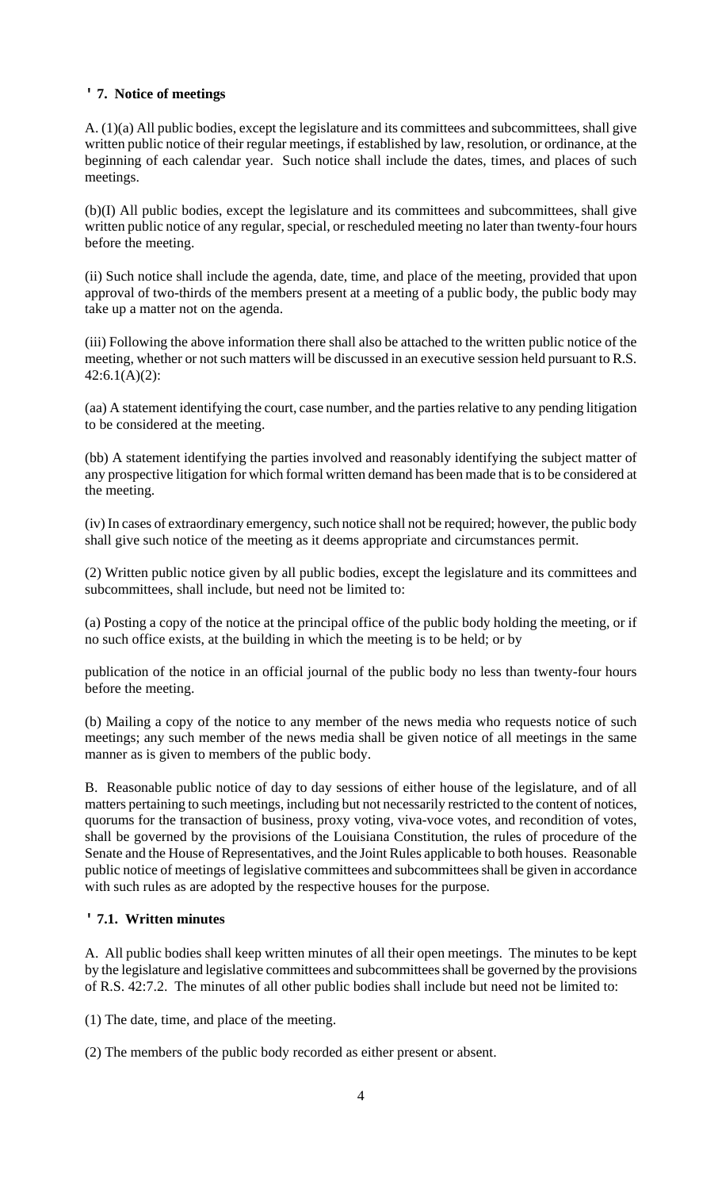### ' 7. Notice of meetings

A. (1)(a) All public bodies, except the legislature and its committees and subcommittees, shall give written public notice of their regular meetings, if established by law, resolution, or ordinance, at the beginning of each calendar year. Such notice shall include the dates, times, and places of such meetings.

(b)(I) All public bodies, except the legislature and its committees and subcommittees, shall give written public notice of any regular, special, or rescheduled meeting no later than twenty-four hours before the meeting.

(ii) Such notice shall include the agenda, date, time, and place of the meeting, provided that upon approval of two-thirds of the members present at a meeting of a public body, the public body may take up a matter not on the agenda.

(iii) Following the above information there shall also be attached to the written public notice of the meeting, whether or not such matters will be discussed in an executive session held pursuant to R.S. 42:6.1(A)(2):

(aa) A statement identifying the court, case number, and the parties relative to any pending litigation to be considered at the meeting.

(bb) A statement identifying the parties involved and reasonably identifying the subject matter of any prospective litigation for which formal written demand has been made that is to be considered at the meeting.

(iv) In cases of extraordinary emergency, such notice shall not be required; however, the public body shall give such notice of the meeting as it deems appropriate and circumstances permit.

(2) Written public notice given by all public bodies, except the legislature and its committees and subcommittees, shall include, but need not be limited to:

(a) Posting a copy of the notice at the principal office of the public body holding the meeting, or if no such office exists, at the building in which the meeting is to be held; or by

publication of the notice in an official journal of the public body no less than twenty-four hours before the meeting.

(b) Mailing a copy of the notice to any member of the news media who requests notice of such meetings; any such member of the news media shall be given notice of all meetings in the same manner as is given to members of the public body.

B. Reasonable public notice of day to day sessions of either house of the legislature, and of all matters pertaining to such meetings, including but not necessarily restricted to the content of notices, quorums for the transaction of business, proxy voting, viva-voce votes, and recondition of votes, shall be governed by the provisions of the Louisiana Constitution, the rules of procedure of the Senate and the House of Representatives, and the Joint Rules applicable to both houses. Reasonable public notice of meetings of legislative committees and subcommittees shall be given in accordance with such rules as are adopted by the respective houses for the purpose.

### ' 7.1. Written minutes

A. All public bodies shall keep written minutes of all their open meetings. The minutes to be kept by the legislature and legislative committees and subcommittees shall be governed by the provisions of R.S. 42:7.2. The minutes of all other public bodies shall include but need not be limited to:

(1) The date, time, and place of the meeting.

(2) The members of the public body recorded as either present or absent.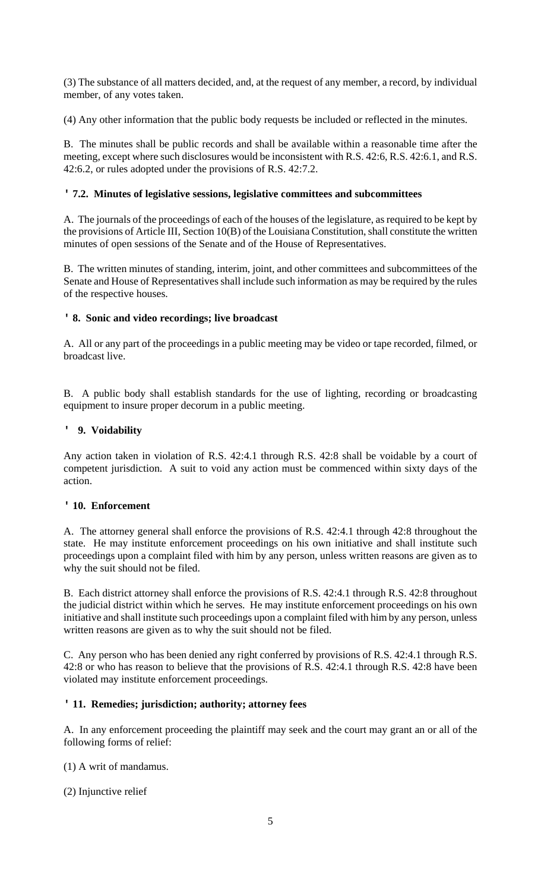(3) The substance of all matters decided, and, at the request of any member, a record, by individual member, of any votes taken.

(4) Any other information that the public body requests be included or reflected in the minutes.

B. The minutes shall be public records and shall be available within a reasonable time after the meeting, except where such disclosures would be inconsistent with R.S. 42:6, R.S. 42:6.1, and R.S. 42:6.2, or rules adopted under the provisions of R.S. 42:7.2.

**' 7.2. Minutes of legislative sessions, legislative committees and subcommittees**

A. The journals of the proceedings of each of the houses of the legislature, as required to be kept by the provisions of Article III, Section 10(B) of the Louisiana Constitution, shall constitute the written minutes of open sessions of the Senate and of the House of Representatives.

B. The written minutes of standing, interim, joint, and other committees and subcommittees of the Senate and House of Representatives shall include such information as may be required by the rules of the respective houses.

**' 8. Sonic and video recordings; live broadcast**

A. All or any part of the proceedings in a public meeting may be video or tape recorded, filmed, or broadcast live.

B. A public body shall establish standards for the use of lighting, recording or broadcasting equipment to insure proper decorum in a public meeting.

**' 9. Voidability**

Any action taken in violation of R.S. 42:4.1 through R.S. 42:8 shall be voidable by a court of competent jurisdiction. A suit to void any action must be commenced within sixty days of the action.

**' 10. Enforcement**

A. The attorney general shall enforce the provisions of R.S. 42:4.1 through 42:8 throughout the state. He may institute enforcement proceedings on his own initiative and shall institute such proceedings upon a complaint filed with him by any person, unless written reasons are given as to why the suit should not be filed.

B. Each district attorney shall enforce the provisions of R.S. 42:4.1 through R.S. 42:8 throughout the judicial district within which he serves. He may institute enforcement proceedings on his own initiative and shall institute such proceedings upon a complaint filed with him by any person, unless written reasons are given as to why the suit should not be filed.

C. Any person who has been denied any right conferred by provisions of R.S. 42:4.1 through R.S. 42:8 or who has reason to believe that the provisions of R.S. 42:4.1 through R.S. 42:8 have been violated may institute enforcement proceedings.

**' 11. Remedies; jurisdiction; authority; attorney fees**

A. In any enforcement proceeding the plaintiff may seek and the court may grant an or all of the following forms of relief:

(1) A writ of mandamus.

(2) Injunctive relief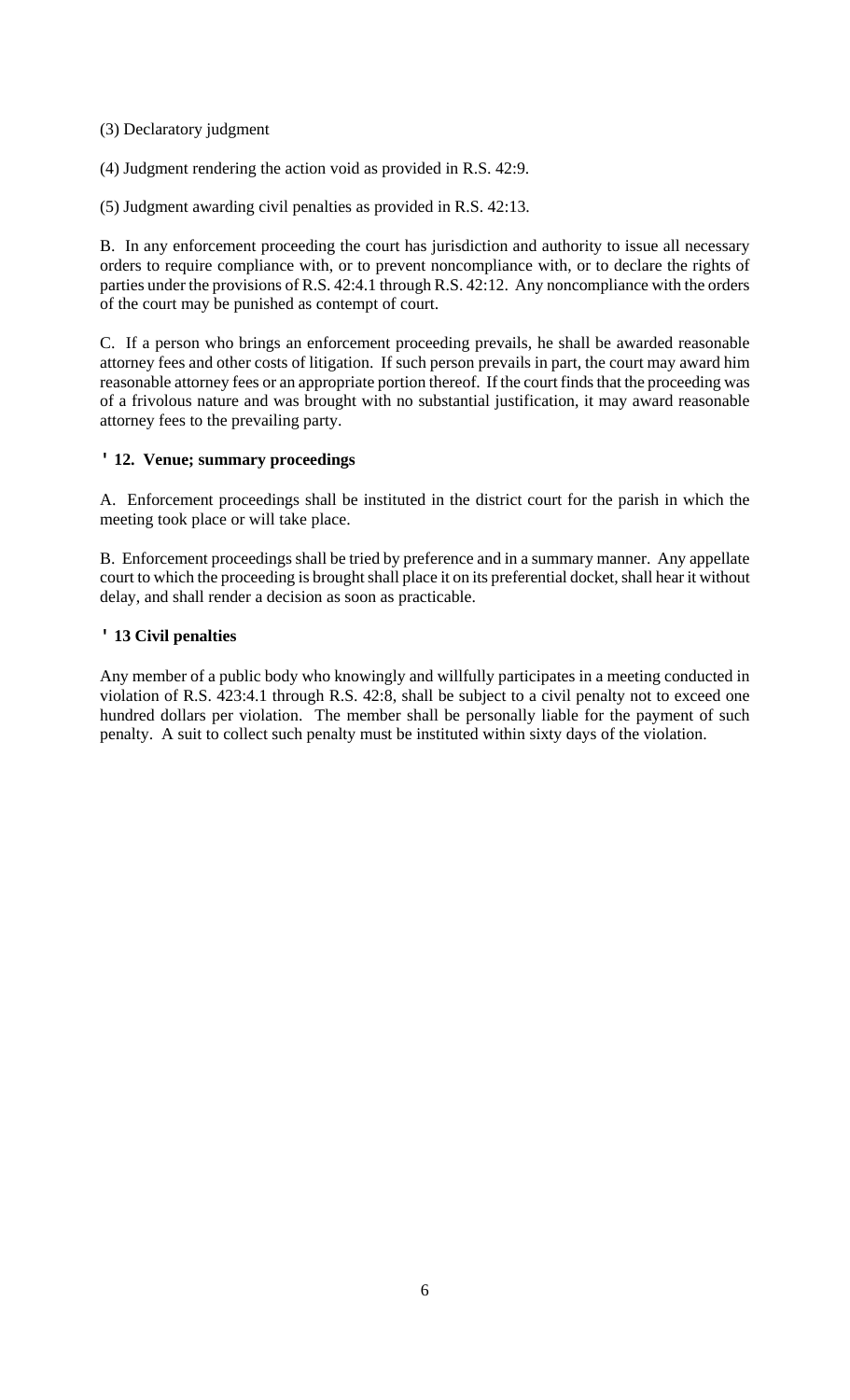(3) Declaratory judgment

(4) Judgment rendering the action void as provided in R.S. 42:9.

(5) Judgment awarding civil penalties as provided in R.S. 42:13.

B. In any enforcement proceeding the court has jurisdiction and authority to issue all necessary orders to require compliance with, or to prevent noncompliance with, or to declare the rights of parties under the provisions of R.S. 42:4.1 through R.S. 42:12. Any noncompliance with the orders of the court may be punished as contempt of court.

C. If a person who brings an enforcement proceeding prevails, he shall be awarded reasonable attorney fees and other costs of litigation. If such person prevails in part, the court may award him reasonable attorney fees or an appropriate portion thereof. If the court finds that the proceeding was of a frivolous nature and was brought with no substantial justification, it may award reasonable attorney fees to the prevailing party.

### ' 12. Venue; summary proceedings

A. Enforcement proceedings shall be instituted in the district court for the parish in which the meeting took place or will take place.

B. Enforcement proceedings shall be tried by preference and in a summary manner. Any appellate court to which the proceeding is brought shall place it on its preferential docket, shall hear it without delay, and shall render a decision as soon as practicable.

### ' 13 Civil penalties

Any member of a public body who knowingly and willfully participates in a meeting conducted in violation of R.S. 423:4.1 through R.S. 42:8, shall be subject to a civil penalty not to exceed one hundred dollars per violation. The member shall be personally liable for the payment of such penalty. A suit to collect such penalty must be instituted within sixty days of the violation.